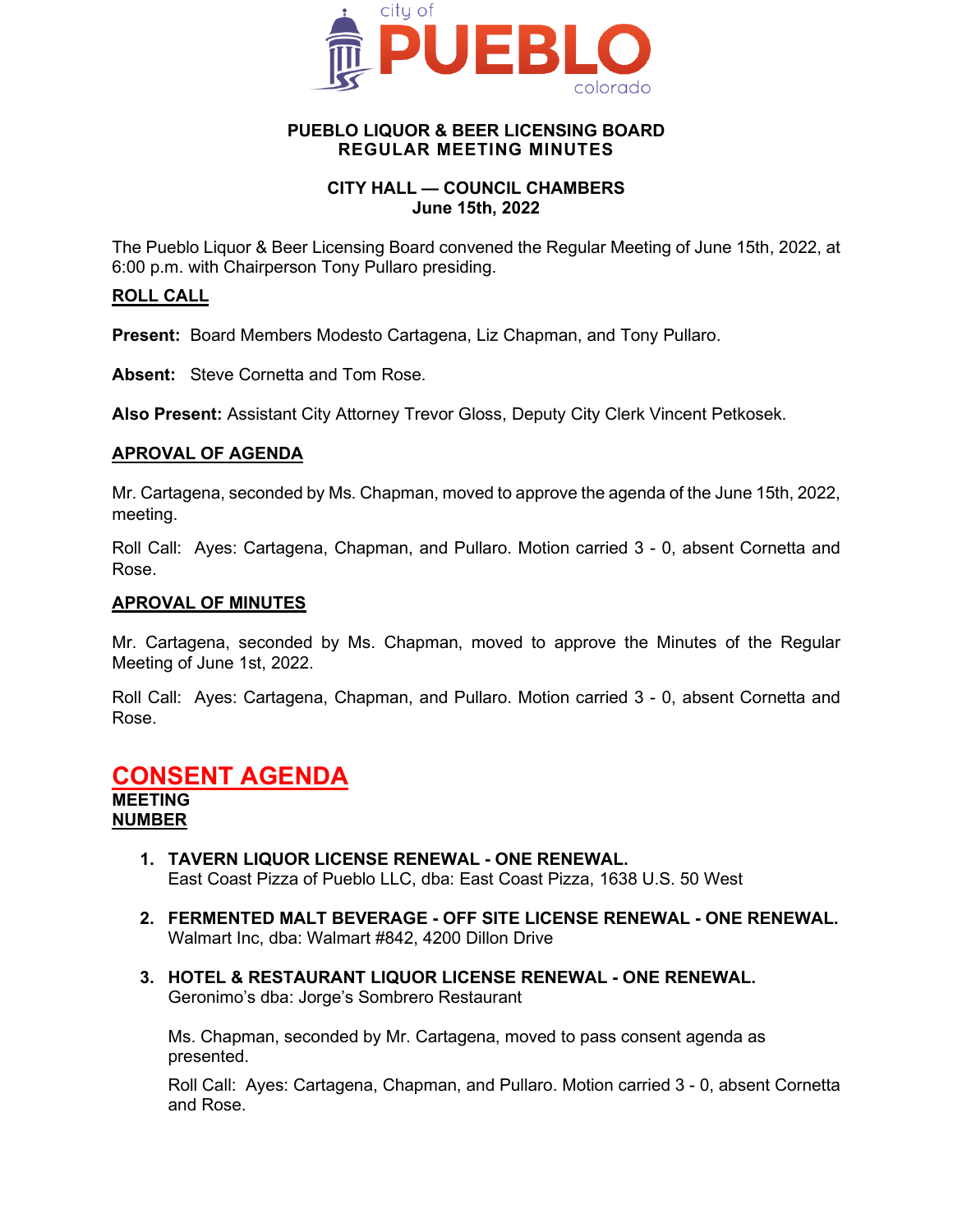city of **PUEBLO** colorado

# PUEBLO LIQUOR & BEER LICENSING BOARD
## REGULAR MEETING MINUTES

### CITY HALL — COUNCIL CHAMBERS
### June 15th, 2022

The Pueblo Liquor & Beer Licensing Board convened the Regular Meeting of June 15th, 2022, at 6:00 p.m. with Chairperson Tony Pullaro presiding.

**ROLL CALL**

**Present:** Board Members Modesto Cartagena, Liz Chapman, and Tony Pullaro.

**Absent:** Steve Cornetta and Tom Rose.

**Also Present:** Assistant City Attorney Trevor Gloss, Deputy City Clerk Vincent Petkosek.

**APROVAL OF AGENDA**

Mr. Cartagena, seconded by Ms. Chapman, moved to approve the agenda of the June 15th, 2022, meeting.

Roll Call: Ayes: Cartagena, Chapman, and Pullaro. Motion carried 3 - 0, absent Cornetta and Rose.

**APROVAL OF MINUTES**

Mr. Cartagena, seconded by Ms. Chapman, moved to approve the Minutes of the Regular Meeting of June 1st, 2022.

Roll Call: Ayes: Cartagena, Chapman, and Pullaro. Motion carried 3 - 0, absent Cornetta and Rose.

## CONSENT AGENDA

**MEETING NUMBER**

1. **TAVERN LIQUOR LICENSE RENEWAL - ONE RENEWAL.**
   East Coast Pizza of Pueblo LLC, dba: East Coast Pizza, 1638 U.S. 50 West

2. **FERMENTED MALT BEVERAGE - OFF SITE LICENSE RENEWAL - ONE RENEWAL.**
   Walmart Inc, dba: Walmart #842, 4200 Dillon Drive

3. **HOTEL & RESTAURANT LIQUOR LICENSE RENEWAL - ONE RENEWAL.**
   Geronimo's dba: Jorge's Sombrero Restaurant

   Ms. Chapman, seconded by Mr. Cartagena, moved to pass consent agenda as presented.

   Roll Call: Ayes: Cartagena, Chapman, and Pullaro. Motion carried 3 - 0, absent Cornetta and Rose.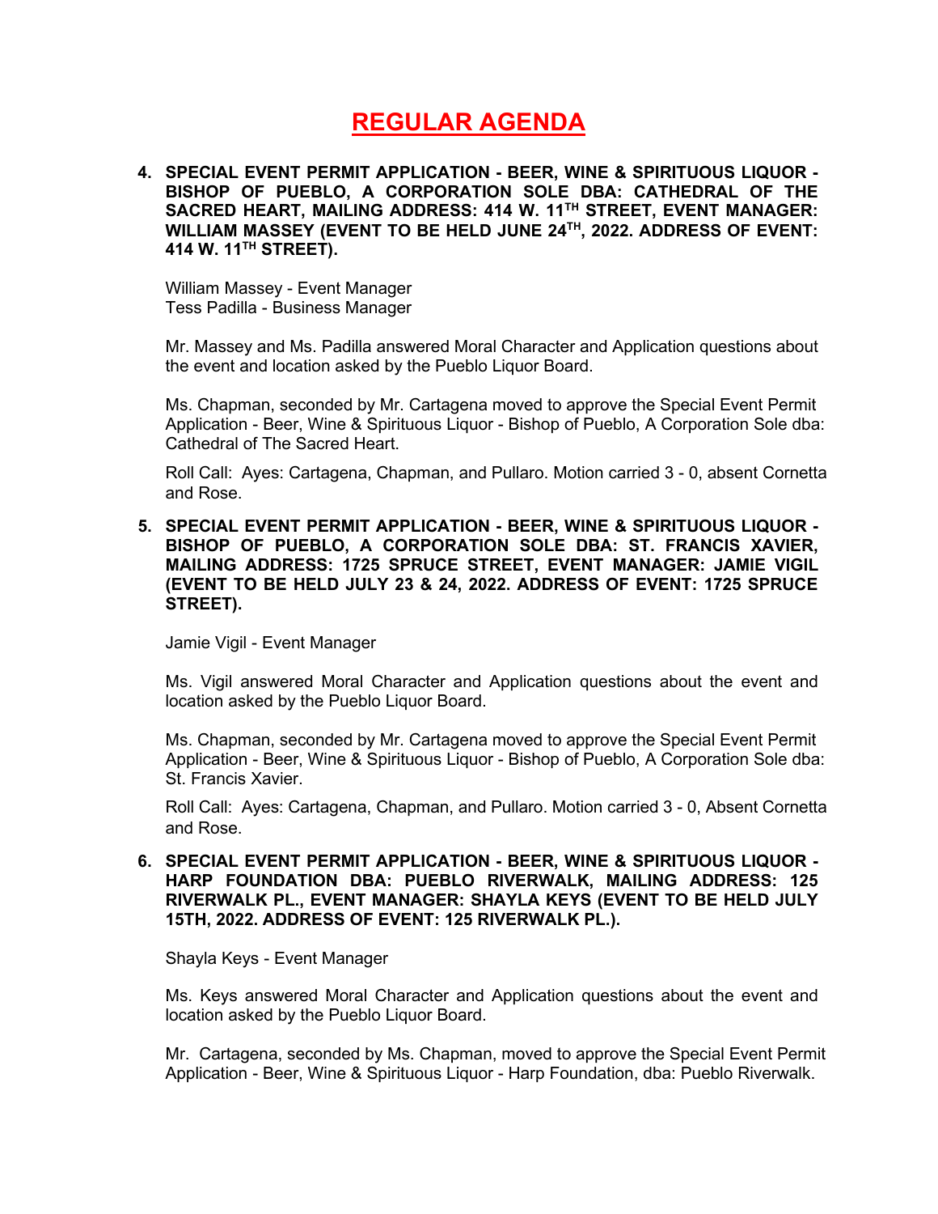# REGULAR AGENDA

4. **SPECIAL EVENT PERMIT APPLICATION - BEER, WINE & SPIRITUOUS LIQUOR - BISHOP OF PUEBLO, A CORPORATION SOLE DBA: CATHEDRAL OF THE SACRED HEART, MAILING ADDRESS: 414 W. 11TH STREET, EVENT MANAGER: WILLIAM MASSEY (EVENT TO BE HELD JUNE 24TH, 2022. ADDRESS OF EVENT: 414 W. 11TH STREET).**

   William Massey - Event Manager
   Tess Padilla - Business Manager

   Mr. Massey and Ms. Padilla answered Moral Character and Application questions about the event and location asked by the Pueblo Liquor Board.

   Ms. Chapman, seconded by Mr. Cartagena moved to approve the Special Event Permit Application - Beer, Wine & Spirituous Liquor - Bishop of Pueblo, A Corporation Sole dba: Cathedral of The Sacred Heart.

   Roll Call: Ayes: Cartagena, Chapman, and Pullaro. Motion carried 3 - 0, absent Cornetta and Rose.

5. **SPECIAL EVENT PERMIT APPLICATION - BEER, WINE & SPIRITUOUS LIQUOR - BISHOP OF PUEBLO, A CORPORATION SOLE DBA: ST. FRANCIS XAVIER, MAILING ADDRESS: 1725 SPRUCE STREET, EVENT MANAGER: JAMIE VIGIL (EVENT TO BE HELD JULY 23 & 24, 2022. ADDRESS OF EVENT: 1725 SPRUCE STREET).**

   Jamie Vigil - Event Manager

   Ms. Vigil answered Moral Character and Application questions about the event and location asked by the Pueblo Liquor Board.

   Ms. Chapman, seconded by Mr. Cartagena moved to approve the Special Event Permit Application - Beer, Wine & Spirituous Liquor - Bishop of Pueblo, A Corporation Sole dba: St. Francis Xavier.

   Roll Call: Ayes: Cartagena, Chapman, and Pullaro. Motion carried 3 - 0, Absent Cornetta and Rose.

6. **SPECIAL EVENT PERMIT APPLICATION - BEER, WINE & SPIRITUOUS LIQUOR - HARP FOUNDATION DBA: PUEBLO RIVERWALK, MAILING ADDRESS: 125 RIVERWALK PL., EVENT MANAGER: SHAYLA KEYS (EVENT TO BE HELD JULY 15TH, 2022. ADDRESS OF EVENT: 125 RIVERWALK PL.).**

   Shayla Keys - Event Manager

   Ms. Keys answered Moral Character and Application questions about the event and location asked by the Pueblo Liquor Board.

   Mr. Cartagena, seconded by Ms. Chapman, moved to approve the Special Event Permit Application - Beer, Wine & Spirituous Liquor - Harp Foundation, dba: Pueblo Riverwalk.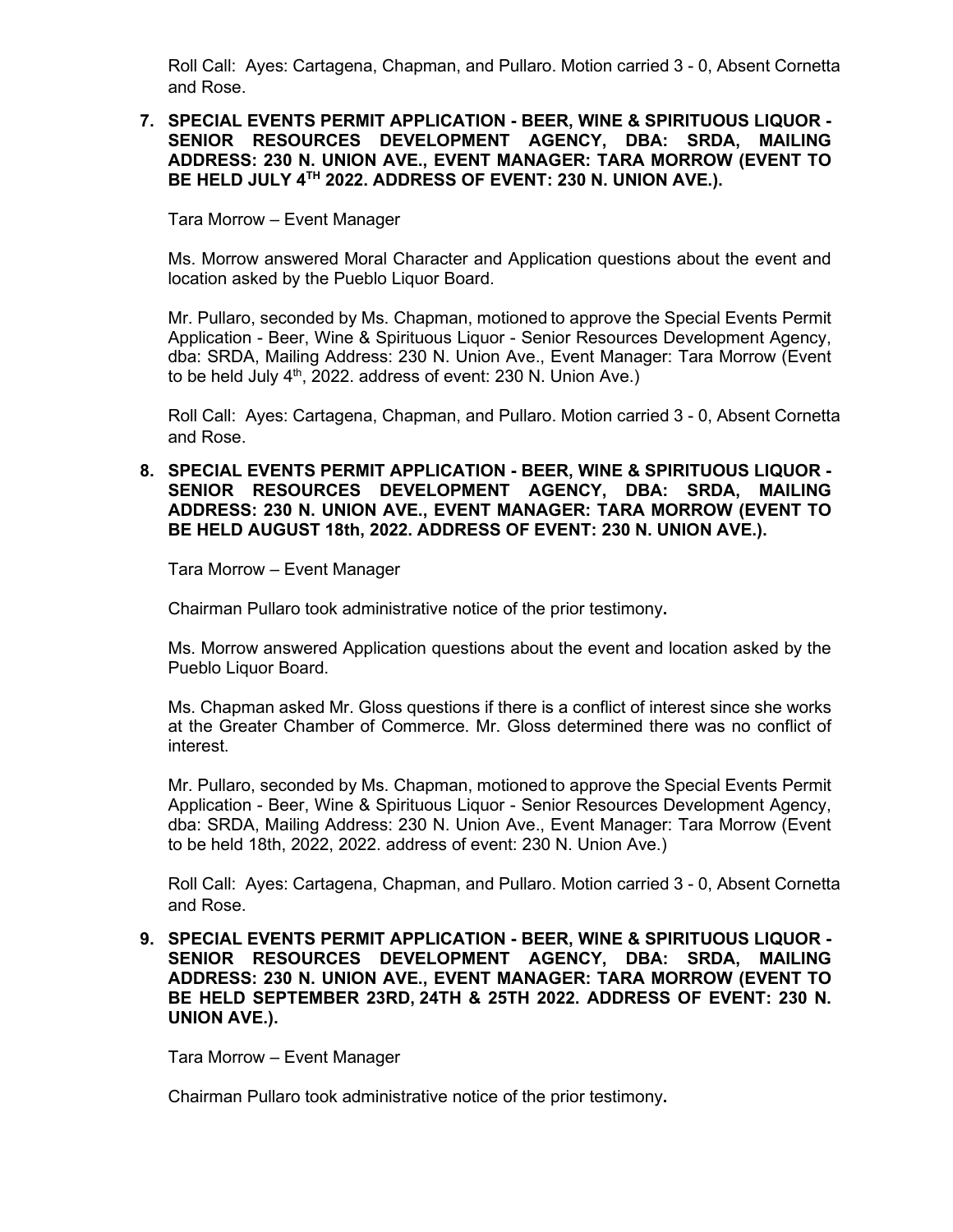Roll Call: Ayes: Cartagena, Chapman, and Pullaro. Motion carried 3 - 0, Absent Cornetta and Rose.

**7. SPECIAL EVENTS PERMIT APPLICATION - BEER, WINE & SPIRITUOUS LIQUOR - SENIOR RESOURCES DEVELOPMENT AGENCY, DBA: SRDA, MAILING ADDRESS: 230 N. UNION AVE., EVENT MANAGER: TARA MORROW (EVENT TO BE HELD JULY 4TH 2022. ADDRESS OF EVENT: 230 N. UNION AVE.).**

Tara Morrow – Event Manager

Ms. Morrow answered Moral Character and Application questions about the event and location asked by the Pueblo Liquor Board.

Mr. Pullaro, seconded by Ms. Chapman, motioned to approve the Special Events Permit Application - Beer, Wine & Spirituous Liquor - Senior Resources Development Agency, dba: SRDA, Mailing Address: 230 N. Union Ave., Event Manager: Tara Morrow (Event to be held July 4th, 2022. address of event: 230 N. Union Ave.)

Roll Call: Ayes: Cartagena, Chapman, and Pullaro. Motion carried 3 - 0, Absent Cornetta and Rose.

**8. SPECIAL EVENTS PERMIT APPLICATION - BEER, WINE & SPIRITUOUS LIQUOR - SENIOR RESOURCES DEVELOPMENT AGENCY, DBA: SRDA, MAILING ADDRESS: 230 N. UNION AVE., EVENT MANAGER: TARA MORROW (EVENT TO BE HELD AUGUST 18th, 2022. ADDRESS OF EVENT: 230 N. UNION AVE.).**

Tara Morrow – Event Manager

Chairman Pullaro took administrative notice of the prior testimony**.**

Ms. Morrow answered Application questions about the event and location asked by the Pueblo Liquor Board.

Ms. Chapman asked Mr. Gloss questions if there is a conflict of interest since she works at the Greater Chamber of Commerce. Mr. Gloss determined there was no conflict of interest.

Mr. Pullaro, seconded by Ms. Chapman, motioned to approve the Special Events Permit Application - Beer, Wine & Spirituous Liquor - Senior Resources Development Agency, dba: SRDA, Mailing Address: 230 N. Union Ave., Event Manager: Tara Morrow (Event to be held 18th, 2022, 2022. address of event: 230 N. Union Ave.)

Roll Call: Ayes: Cartagena, Chapman, and Pullaro. Motion carried 3 - 0, Absent Cornetta and Rose.

**9. SPECIAL EVENTS PERMIT APPLICATION - BEER, WINE & SPIRITUOUS LIQUOR - SENIOR RESOURCES DEVELOPMENT AGENCY, DBA: SRDA, MAILING ADDRESS: 230 N. UNION AVE., EVENT MANAGER: TARA MORROW (EVENT TO BE HELD SEPTEMBER 23RD, 24TH & 25TH 2022. ADDRESS OF EVENT: 230 N. UNION AVE.).**

Tara Morrow – Event Manager

Chairman Pullaro took administrative notice of the prior testimony**.**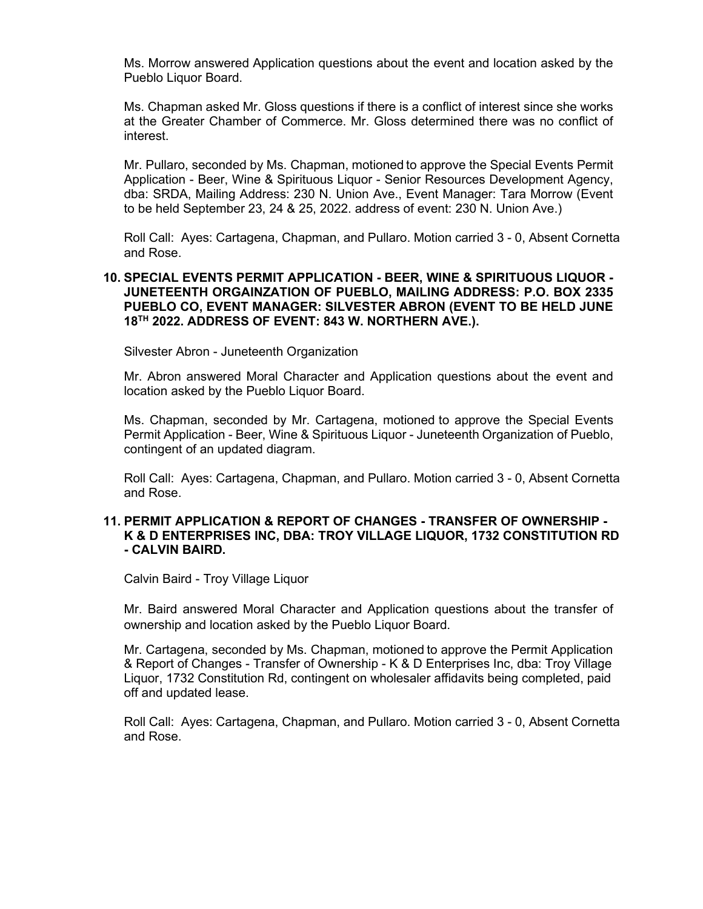Ms. Morrow answered Application questions about the event and location asked by the Pueblo Liquor Board.

Ms. Chapman asked Mr. Gloss questions if there is a conflict of interest since she works at the Greater Chamber of Commerce. Mr. Gloss determined there was no conflict of interest.

Mr. Pullaro, seconded by Ms. Chapman, motioned to approve the Special Events Permit Application - Beer, Wine & Spirituous Liquor - Senior Resources Development Agency, dba: SRDA, Mailing Address: 230 N. Union Ave., Event Manager: Tara Morrow (Event to be held September 23, 24 & 25, 2022. address of event: 230 N. Union Ave.)

Roll Call: Ayes: Cartagena, Chapman, and Pullaro. Motion carried 3 - 0, Absent Cornetta and Rose.

**10. SPECIAL EVENTS PERMIT APPLICATION - BEER, WINE & SPIRITUOUS LIQUOR - JUNETEENTH ORGAINZATION OF PUEBLO, MAILING ADDRESS: P.O. BOX 2335 PUEBLO CO, EVENT MANAGER: SILVESTER ABRON (EVENT TO BE HELD JUNE 18TH 2022. ADDRESS OF EVENT: 843 W. NORTHERN AVE.).**

Silvester Abron - Juneteenth Organization

Mr. Abron answered Moral Character and Application questions about the event and location asked by the Pueblo Liquor Board.

Ms. Chapman, seconded by Mr. Cartagena, motioned to approve the Special Events Permit Application - Beer, Wine & Spirituous Liquor - Juneteenth Organization of Pueblo, contingent of an updated diagram.

Roll Call: Ayes: Cartagena, Chapman, and Pullaro. Motion carried 3 - 0, Absent Cornetta and Rose.

**11. PERMIT APPLICATION & REPORT OF CHANGES - TRANSFER OF OWNERSHIP - K & D ENTERPRISES INC, DBA: TROY VILLAGE LIQUOR, 1732 CONSTITUTION RD - CALVIN BAIRD.**

Calvin Baird - Troy Village Liquor

Mr. Baird answered Moral Character and Application questions about the transfer of ownership and location asked by the Pueblo Liquor Board.

Mr. Cartagena, seconded by Ms. Chapman, motioned to approve the Permit Application & Report of Changes - Transfer of Ownership - K & D Enterprises Inc, dba: Troy Village Liquor, 1732 Constitution Rd, contingent on wholesaler affidavits being completed, paid off and updated lease.

Roll Call: Ayes: Cartagena, Chapman, and Pullaro. Motion carried 3 - 0, Absent Cornetta and Rose.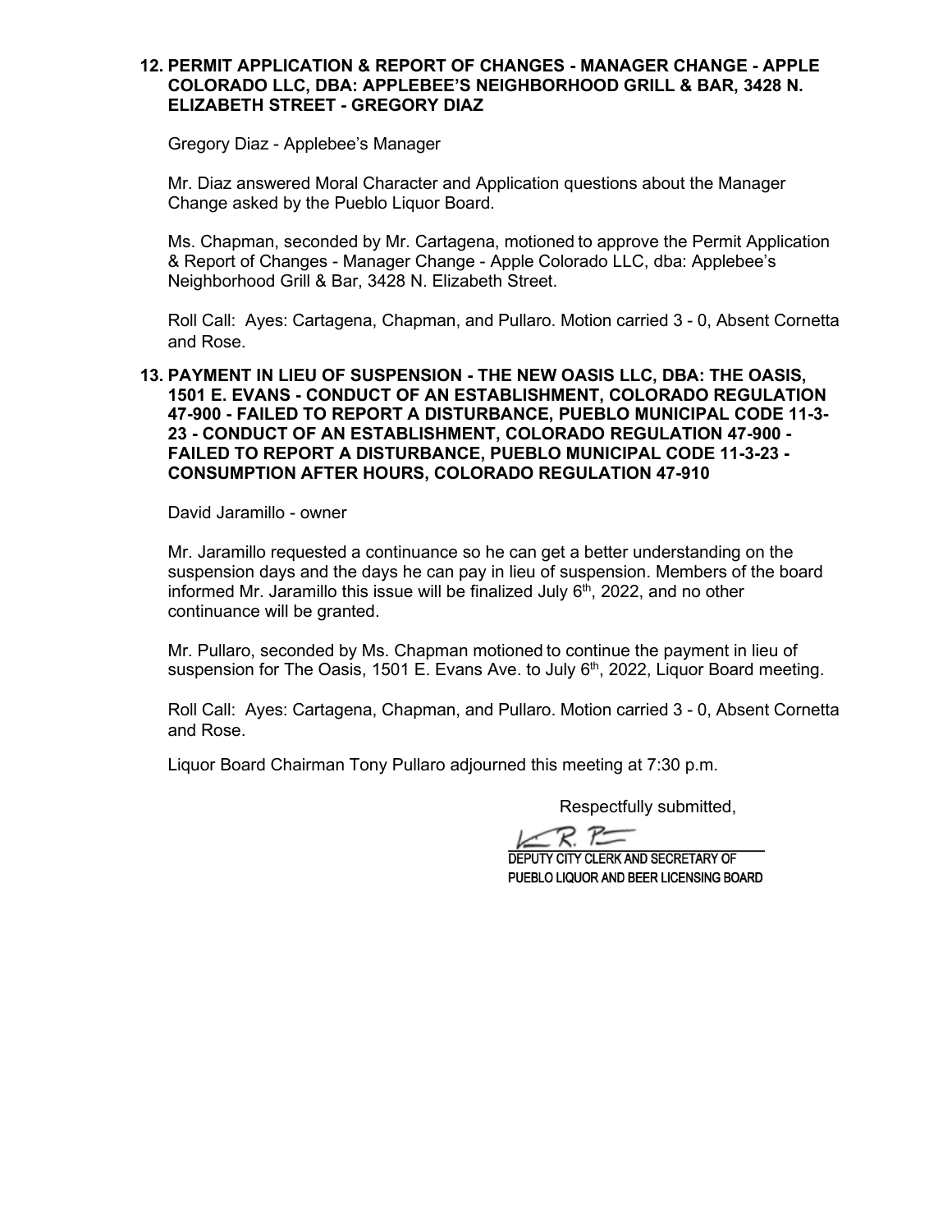**12. PERMIT APPLICATION & REPORT OF CHANGES - MANAGER CHANGE - APPLE COLORADO LLC, DBA: APPLEBEE'S NEIGHBORHOOD GRILL & BAR, 3428 N. ELIZABETH STREET - GREGORY DIAZ**

Gregory Diaz - Applebee's Manager

Mr. Diaz answered Moral Character and Application questions about the Manager Change asked by the Pueblo Liquor Board.

Ms. Chapman, seconded by Mr. Cartagena, motioned to approve the Permit Application & Report of Changes - Manager Change - Apple Colorado LLC, dba: Applebee's Neighborhood Grill & Bar, 3428 N. Elizabeth Street.

Roll Call: Ayes: Cartagena, Chapman, and Pullaro. Motion carried 3 - 0, Absent Cornetta and Rose.

**13. PAYMENT IN LIEU OF SUSPENSION - THE NEW OASIS LLC, DBA: THE OASIS, 1501 E. EVANS - CONDUCT OF AN ESTABLISHMENT, COLORADO REGULATION 47-900 - FAILED TO REPORT A DISTURBANCE, PUEBLO MUNICIPAL CODE 11-3-23 - CONDUCT OF AN ESTABLISHMENT, COLORADO REGULATION 47-900 - FAILED TO REPORT A DISTURBANCE, PUEBLO MUNICIPAL CODE 11-3-23 - CONSUMPTION AFTER HOURS, COLORADO REGULATION 47-910**

David Jaramillo - owner

Mr. Jaramillo requested a continuance so he can get a better understanding on the suspension days and the days he can pay in lieu of suspension. Members of the board informed Mr. Jaramillo this issue will be finalized July 6th, 2022, and no other continuance will be granted.

Mr. Pullaro, seconded by Ms. Chapman motioned to continue the payment in lieu of suspension for The Oasis, 1501 E. Evans Ave. to July 6th, 2022, Liquor Board meeting.

Roll Call: Ayes: Cartagena, Chapman, and Pullaro. Motion carried 3 - 0, Absent Cornetta and Rose.

Liquor Board Chairman Tony Pullaro adjourned this meeting at 7:30 p.m.

Respectfully submitted,

K. R. P.

DEPUTY CITY CLERK AND SECRETARY OF
PUEBLO LIQUOR AND BEER LICENSING BOARD